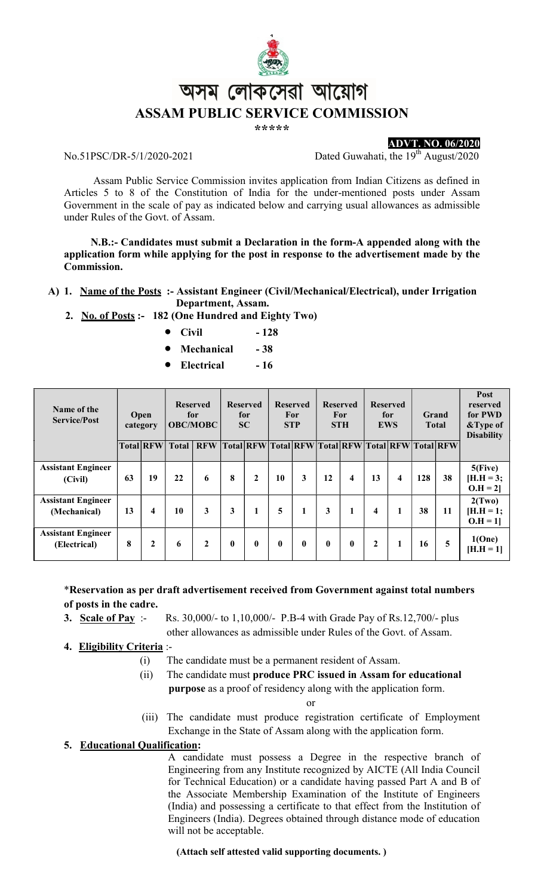# অসম লোকসেৱা আয়োগ

# ASSAM PUBLIC SERVICE COMMISSION

\*\*\*\*\*

**ADVT. NO. 06/2020**

No.51PSC/DR-5/1/2020-2021 Dated Guwahati, the 19th August/2020

Assam Public Service Commission invites application from Indian Citizens as defined in Articles 5 to 8 of the Constitution of India for the under-mentioned posts under Assam Government in the scale of pay as indicated below and carrying usual allowances as admissible under Rules of the Govt. of Assam.

**N.B.:- Candidates must submit a Declaration in the form-A appended along with the application form while applying for the post in response to the advertisement made by the Commission.**

**A) 1. Name of the Posts :- Assistant Engineer (Civil/Mechanical/Electrical), under Irrigation Department, Assam.**

**2. No. of Posts :- 182 (One Hundred and Eighty Two)**

- **Civil - 128**
- **Mechanical - 38**
- **Electrical - 16**

| Name of the Service/Post | Open category | | Reserved for OBC/MOBC | | Reserved for SC | | Reserved For STP | | Reserved For STH | | Reserved for EWS | | Grand Total | | Post reserved for PWD &Type of Disability |
|---|---|---|---|---|---|---|---|---|---|---|---|---|---|---|---|
| | Total | RFW | Total | RFW | Total | RFW | Total | RFW | Total | RFW | Total | RFW | Total | RFW | |
| **Assistant Engineer (Civil)** | 63 | 19 | 22 | 6 | 8 | 2 | 10 | 3 | 12 | 4 | 13 | 4 | 128 | 38 | 5(Five) [H.H = 3; O.H = 2] |
| **Assistant Engineer (Mechanical)** | 13 | 4 | 10 | 3 | 3 | 1 | 5 | 1 | 3 | 1 | 4 | 1 | 38 | 11 | 2(Two) [H.H = 1; O.H = 1] |
| **Assistant Engineer (Electrical)** | 8 | 2 | 6 | 2 | 0 | 0 | 0 | 0 | 0 | 0 | 2 | 1 | 16 | 5 | 1(One) [H.H = 1] |

\***Reservation as per draft advertisement received from Government against total numbers of posts in the cadre.**

**3. Scale of Pay** :- Rs. 30,000/- to 1,10,000/- P.B-4 with Grade Pay of Rs.12,700/- plus other allowances as admissible under Rules of the Govt. of Assam.

**4. Eligibility Criteria** :-

(i) The candidate must be a permanent resident of Assam.

(ii) The candidate must **produce PRC issued in Assam for educational purpose** as a proof of residency along with the application form.

or

(iii) The candidate must produce registration certificate of Employment Exchange in the State of Assam along with the application form.

**5. Educational Qualification:**

A candidate must possess a Degree in the respective branch of Engineering from any Institute recognized by AICTE (All India Council for Technical Education) or a candidate having passed Part A and B of the Associate Membership Examination of the Institute of Engineers (India) and possessing a certificate to that effect from the Institution of Engineers (India). Degrees obtained through distance mode of education will not be acceptable.

**(Attach self attested valid supporting documents. )**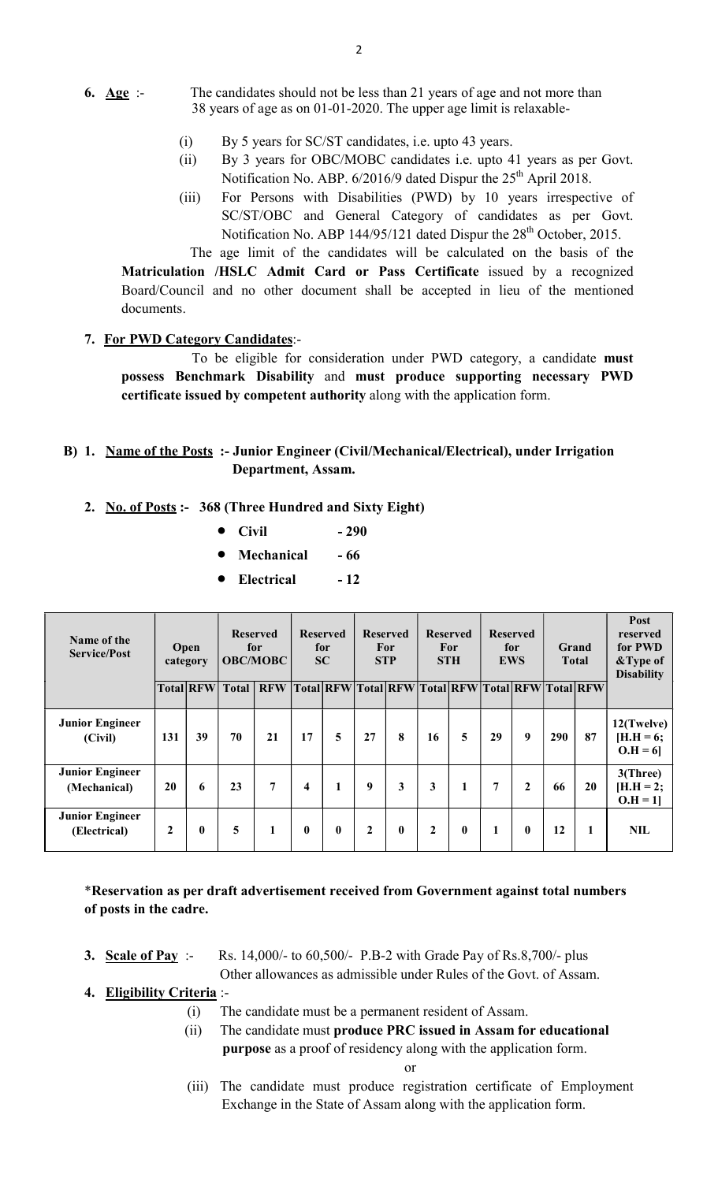**6. Age** :- The candidates should not be less than 21 years of age and not more than 38 years of age as on 01-01-2020. The upper age limit is relaxable-

(i) By 5 years for SC/ST candidates, i.e. upto 43 years.

(ii) By 3 years for OBC/MOBC candidates i.e. upto 41 years as per Govt. Notification No. ABP. 6/2016/9 dated Dispur the 25th April 2018.

(iii) For Persons with Disabilities (PWD) by 10 years irrespective of SC/ST/OBC and General Category of candidates as per Govt. Notification No. ABP 144/95/121 dated Dispur the 28th October, 2015.

The age limit of the candidates will be calculated on the basis of the **Matriculation /HSLC Admit Card or Pass Certificate** issued by a recognized Board/Council and no other document shall be accepted in lieu of the mentioned documents.

**7. For PWD Category Candidates**:-

To be eligible for consideration under PWD category, a candidate **must possess Benchmark Disability** and **must produce supporting necessary PWD certificate issued by competent authority** along with the application form.

**B) 1. Name of the Posts :- Junior Engineer (Civil/Mechanical/Electrical), under Irrigation Department, Assam.**

**2. No. of Posts :- 368 (Three Hundred and Sixty Eight)**

- **Civil - 290**
- **Mechanical - 66**
- **Electrical - 12**

| Name of the Service/Post | Open category | | Reserved for OBC/MOBC | | Reserved for SC | | Reserved For STP | | Reserved For STH | | Reserved for EWS | | Grand Total | | Post reserved for PWD &Type of Disability |
|---|---|---|---|---|---|---|---|---|---|---|---|---|---|---|---|
| | Total | RFW | Total | RFW | Total | RFW | Total | RFW | Total | RFW | Total | RFW | Total | RFW | |
| **Junior Engineer (Civil)** | 131 | 39 | 70 | 21 | 17 | 5 | 27 | 8 | 16 | 5 | 29 | 9 | 290 | 87 | 12(Twelve) [H.H = 6; O.H = 6] |
| **Junior Engineer (Mechanical)** | 20 | 6 | 23 | 7 | 4 | 1 | 9 | 3 | 3 | 1 | 7 | 2 | 66 | 20 | 3(Three) [H.H = 2; O.H = 1] |
| **Junior Engineer (Electrical)** | 2 | 0 | 5 | 1 | 0 | 0 | 2 | 0 | 2 | 0 | 1 | 0 | 12 | 1 | NIL |

*__Reservation as per draft advertisement received from Government against total numbers of posts in the cadre.__

**3. Scale of Pay** :- Rs. 14,000/- to 60,500/- P.B-2 with Grade Pay of Rs.8,700/- plus Other allowances as admissible under Rules of the Govt. of Assam.

**4. Eligibility Criteria** :-

(i) The candidate must be a permanent resident of Assam.

(ii) The candidate must **produce PRC issued in Assam for educational purpose** as a proof of residency along with the application form.

or

(iii) The candidate must produce registration certificate of Employment Exchange in the State of Assam along with the application form.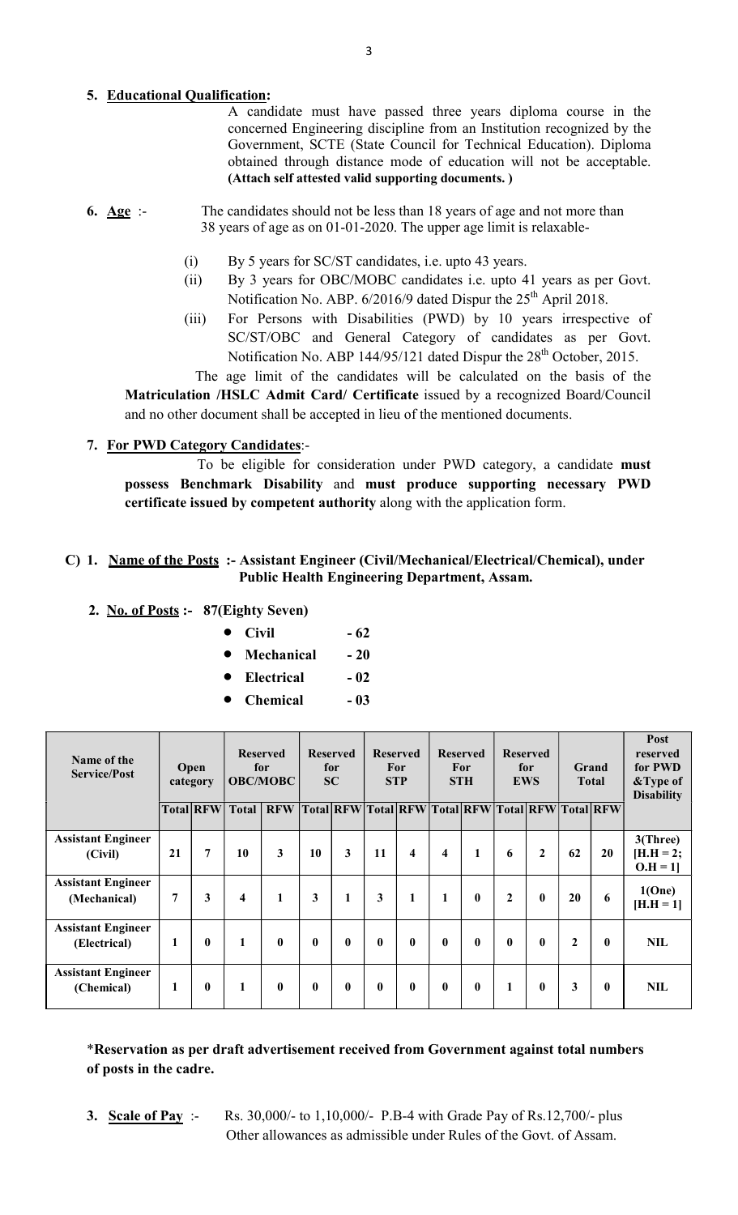**5. Educational Qualification:**

A candidate must have passed three years diploma course in the concerned Engineering discipline from an Institution recognized by the Government, SCTE (State Council for Technical Education). Diploma obtained through distance mode of education will not be acceptable. **(Attach self attested valid supporting documents. )**

**6. Age** :- The candidates should not be less than 18 years of age and not more than 38 years of age as on 01-01-2020. The upper age limit is relaxable-

(i) By 5 years for SC/ST candidates, i.e. upto 43 years.

(ii) By 3 years for OBC/MOBC candidates i.e. upto 41 years as per Govt. Notification No. ABP. 6/2016/9 dated Dispur the 25th April 2018.

(iii) For Persons with Disabilities (PWD) by 10 years irrespective of SC/ST/OBC and General Category of candidates as per Govt. Notification No. ABP 144/95/121 dated Dispur the 28th October, 2015.

The age limit of the candidates will be calculated on the basis of the **Matriculation /HSLC Admit Card/ Certificate** issued by a recognized Board/Council and no other document shall be accepted in lieu of the mentioned documents.

**7. For PWD Category Candidates**:-

To be eligible for consideration under PWD category, a candidate **must possess Benchmark Disability** and **must produce supporting necessary PWD certificate issued by competent authority** along with the application form.

**C) 1. Name of the Posts :- Assistant Engineer (Civil/Mechanical/Electrical/Chemical), under Public Health Engineering Department, Assam.**

**2. No. of Posts :- 87(Eighty Seven)**

- **Civil - 62**
- **Mechanical - 20**
- **Electrical - 02**
- **Chemical - 03**

| Name of the Service/Post | Open category | | Reserved for OBC/MOBC | | Reserved for SC | | Reserved For STP | | Reserved For STH | | Reserved for EWS | | Grand Total | | Post reserved for PWD &Type of Disability |
|---|---|---|---|---|---|---|---|---|---|---|---|---|---|---|---|
| | Total | RFW | Total | RFW | Total | RFW | Total | RFW | Total | RFW | Total | RFW | Total | RFW | |
| Assistant Engineer (Civil) | 21 | 7 | 10 | 3 | 10 | 3 | 11 | 4 | 4 | 1 | 6 | 2 | 62 | 20 | 3(Three) [H.H = 2; O.H = 1] |
| Assistant Engineer (Mechanical) | 7 | 3 | 4 | 1 | 3 | 1 | 3 | 1 | 1 | 0 | 2 | 0 | 20 | 6 | 1(One) [H.H = 1] |
| Assistant Engineer (Electrical) | 1 | 0 | 1 | 0 | 0 | 0 | 0 | 0 | 0 | 0 | 0 | 0 | 2 | 0 | NIL |
| Assistant Engineer (Chemical) | 1 | 0 | 1 | 0 | 0 | 0 | 0 | 0 | 0 | 0 | 1 | 0 | 3 | 0 | NIL |

***Reservation as per draft advertisement received from Government against total numbers of posts in the cadre.**

**3. Scale of Pay** :- Rs. 30,000/- to 1,10,000/- P.B-4 with Grade Pay of Rs.12,700/- plus Other allowances as admissible under Rules of the Govt. of Assam.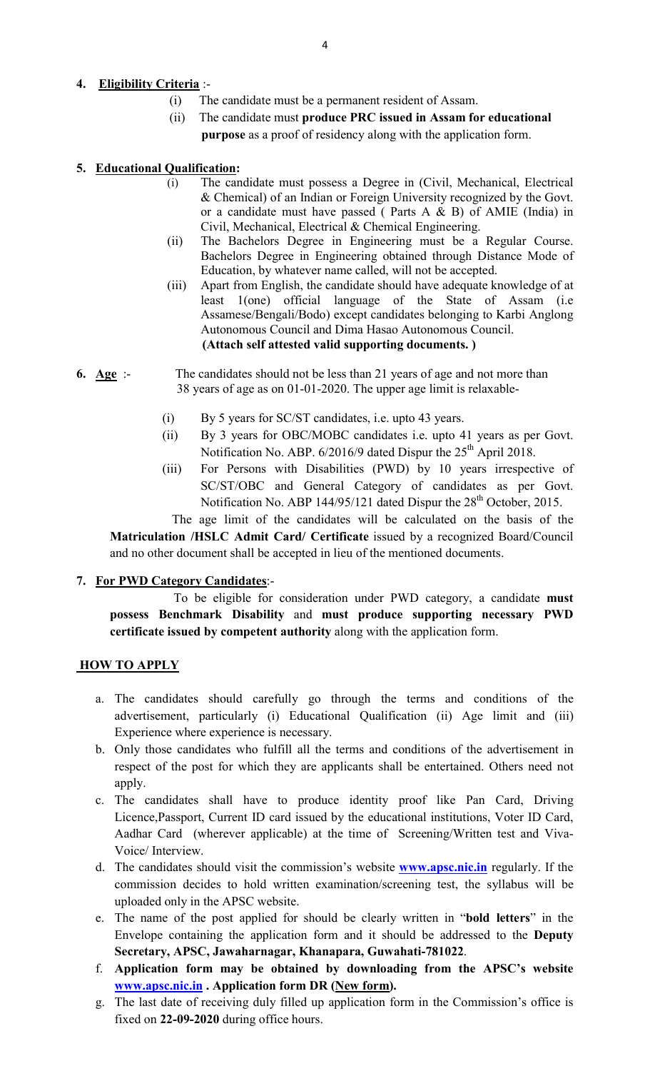**4. Eligibility Criteria** :-

(i) The candidate must be a permanent resident of Assam.

(ii) The candidate must **produce PRC issued in Assam for educational purpose** as a proof of residency along with the application form.

**5. Educational Qualification:**

(i) The candidate must possess a Degree in (Civil, Mechanical, Electrical & Chemical) of an Indian or Foreign University recognized by the Govt. or a candidate must have passed ( Parts A & B) of AMIE (India) in Civil, Mechanical, Electrical & Chemical Engineering.

(ii) The Bachelors Degree in Engineering must be a Regular Course. Bachelors Degree in Engineering obtained through Distance Mode of Education, by whatever name called, will not be accepted.

(iii) Apart from English, the candidate should have adequate knowledge of at least 1(one) official language of the State of Assam (i.e Assamese/Bengali/Bodo) except candidates belonging to Karbi Anglong Autonomous Council and Dima Hasao Autonomous Council. **(Attach self attested valid supporting documents. )**

**6. Age** :- The candidates should not be less than 21 years of age and not more than 38 years of age as on 01-01-2020. The upper age limit is relaxable-

(i) By 5 years for SC/ST candidates, i.e. upto 43 years.

(ii) By 3 years for OBC/MOBC candidates i.e. upto 41 years as per Govt. Notification No. ABP. 6/2016/9 dated Dispur the 25th April 2018.

(iii) For Persons with Disabilities (PWD) by 10 years irrespective of SC/ST/OBC and General Category of candidates as per Govt. Notification No. ABP 144/95/121 dated Dispur the 28th October, 2015.

The age limit of the candidates will be calculated on the basis of the **Matriculation /HSLC Admit Card/ Certificate** issued by a recognized Board/Council and no other document shall be accepted in lieu of the mentioned documents.

**7. For PWD Category Candidates**:-

To be eligible for consideration under PWD category, a candidate **must possess Benchmark Disability** and **must produce supporting necessary PWD certificate issued by competent authority** along with the application form.

**HOW TO APPLY**

a. The candidates should carefully go through the terms and conditions of the advertisement, particularly (i) Educational Qualification (ii) Age limit and (iii) Experience where experience is necessary.

b. Only those candidates who fulfill all the terms and conditions of the advertisement in respect of the post for which they are applicants shall be entertained. Others need not apply.

c. The candidates shall have to produce identity proof like Pan Card, Driving Licence,Passport, Current ID card issued by the educational institutions, Voter ID Card, Aadhar Card (wherever applicable) at the time of Screening/Written test and Viva-Voice/ Interview.

d. The candidates should visit the commission's website **www.apsc.nic.in** regularly. If the commission decides to hold written examination/screening test, the syllabus will be uploaded only in the APSC website.

e. The name of the post applied for should be clearly written in "**bold letters**" in the Envelope containing the application form and it should be addressed to the **Deputy Secretary, APSC, Jawaharnagar, Khanapara, Guwahati-781022**.

f. **Application form may be obtained by downloading from the APSC's website www.apsc.nic.in . Application form DR (New form).**

g. The last date of receiving duly filled up application form in the Commission's office is fixed on **22-09-2020** during office hours.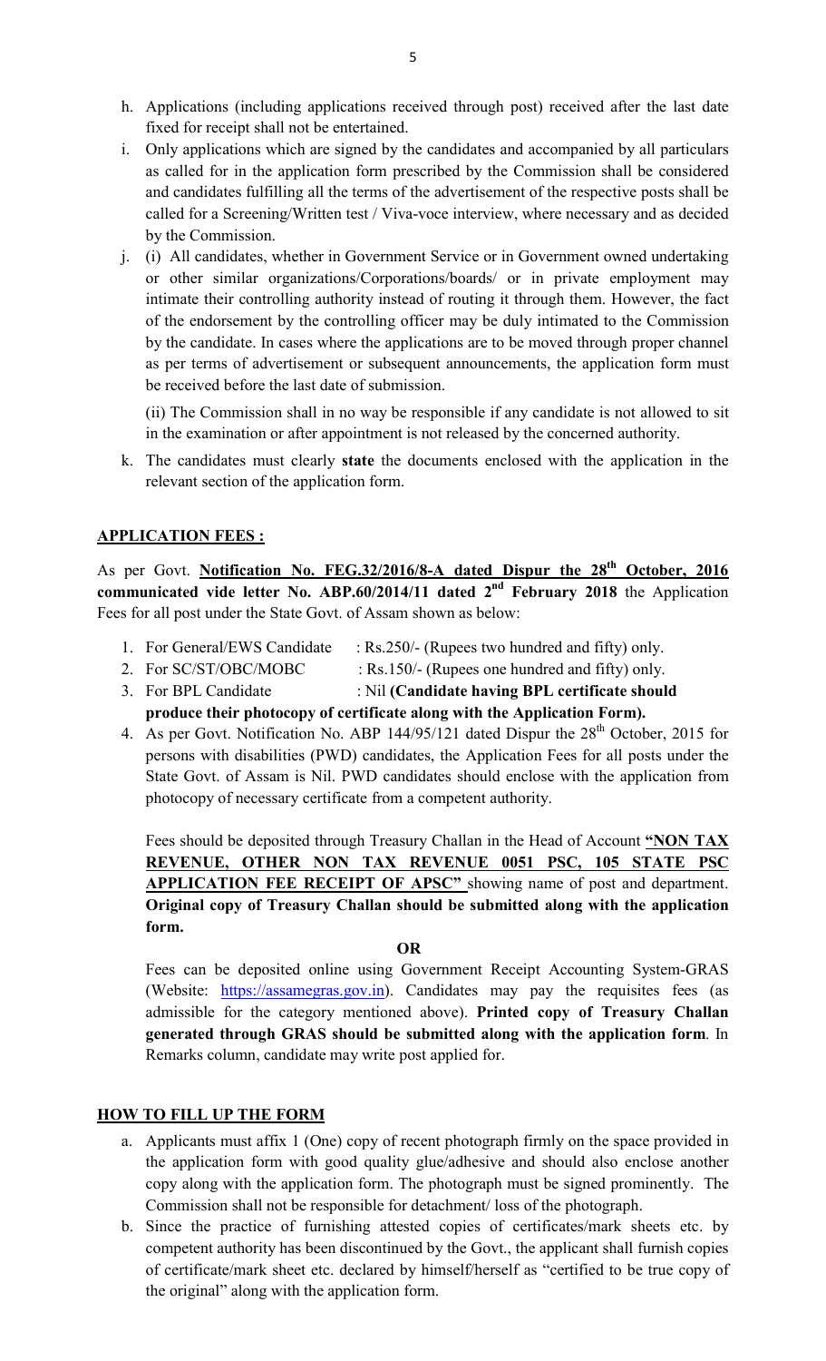h. Applications (including applications received through post) received after the last date fixed for receipt shall not be entertained.

i. Only applications which are signed by the candidates and accompanied by all particulars as called for in the application form prescribed by the Commission shall be considered and candidates fulfilling all the terms of the advertisement of the respective posts shall be called for a Screening/Written test / Viva-voce interview, where necessary and as decided by the Commission.

j. (i) All candidates, whether in Government Service or in Government owned undertaking or other similar organizations/Corporations/boards/ or in private employment may intimate their controlling authority instead of routing it through them. However, the fact of the endorsement by the controlling officer may be duly intimated to the Commission by the candidate. In cases where the applications are to be moved through proper channel as per terms of advertisement or subsequent announcements, the application form must be received before the last date of submission.

   (ii) The Commission shall in no way be responsible if any candidate is not allowed to sit in the examination or after appointment is not released by the concerned authority.

k. The candidates must clearly **state** the documents enclosed with the application in the relevant section of the application form.

## APPLICATION FEES :

As per Govt. **Notification No. FEG.32/2016/8-A dated Dispur the 28th October, 2016 communicated vide letter No. ABP.60/2014/11 dated 2nd February 2018** the Application Fees for all post under the State Govt. of Assam shown as below:

1. For General/EWS Candidate : Rs.250/- (Rupees two hundred and fifty) only.
2. For SC/ST/OBC/MOBC : Rs.150/- (Rupees one hundred and fifty) only.
3. For BPL Candidate : Nil **(Candidate having BPL certificate should produce their photocopy of certificate along with the Application Form).**
4. As per Govt. Notification No. ABP 144/95/121 dated Dispur the 28th October, 2015 for persons with disabilities (PWD) candidates, the Application Fees for all posts under the State Govt. of Assam is Nil. PWD candidates should enclose with the application from photocopy of necessary certificate from a competent authority.

   Fees should be deposited through Treasury Challan in the Head of Account **"NON TAX REVENUE, OTHER NON TAX REVENUE 0051 PSC, 105 STATE PSC APPLICATION FEE RECEIPT OF APSC"** showing name of post and department. **Original copy of Treasury Challan should be submitted along with the application form.**

   **OR**

   Fees can be deposited online using Government Receipt Accounting System-GRAS (Website: https://assamegras.gov.in). Candidates may pay the requisites fees (as admissible for the category mentioned above). **Printed copy of Treasury Challan generated through GRAS should be submitted along with the application form**. In Remarks column, candidate may write post applied for.

## HOW TO FILL UP THE FORM

a. Applicants must affix 1 (One) copy of recent photograph firmly on the space provided in the application form with good quality glue/adhesive and should also enclose another copy along with the application form. The photograph must be signed prominently. The Commission shall not be responsible for detachment/ loss of the photograph.

b. Since the practice of furnishing attested copies of certificates/mark sheets etc. by competent authority has been discontinued by the Govt., the applicant shall furnish copies of certificate/mark sheet etc. declared by himself/herself as "certified to be true copy of the original" along with the application form.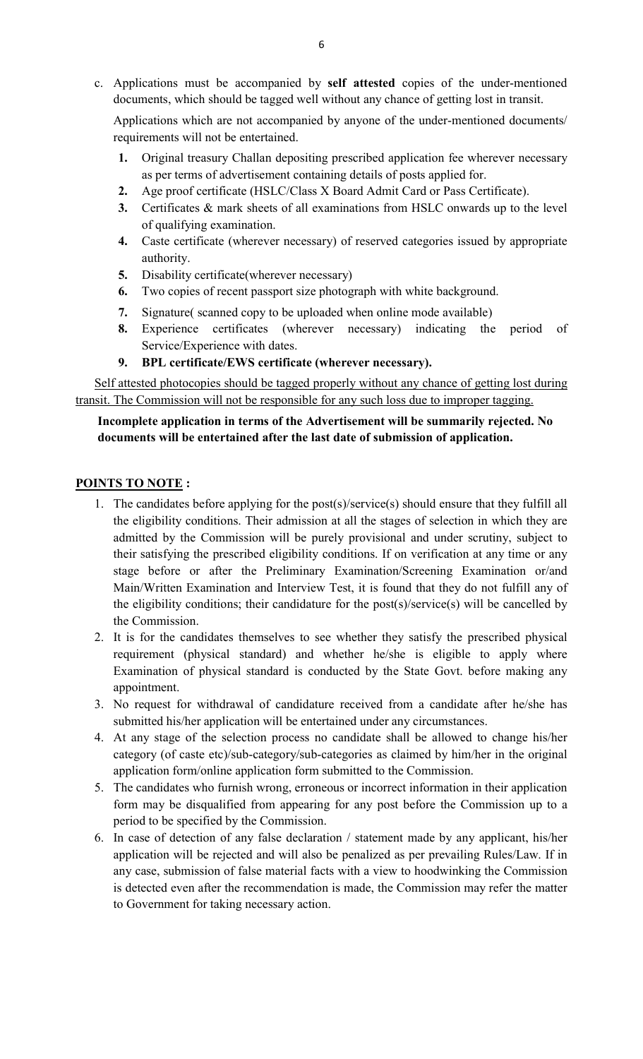c. Applications must be accompanied by **self attested** copies of the under-mentioned documents, which should be tagged well without any chance of getting lost in transit.

   Applications which are not accompanied by anyone of the under-mentioned documents/ requirements will not be entertained.

   1. Original treasury Challan depositing prescribed application fee wherever necessary as per terms of advertisement containing details of posts applied for.
   2. Age proof certificate (HSLC/Class X Board Admit Card or Pass Certificate).
   3. Certificates & mark sheets of all examinations from HSLC onwards up to the level of qualifying examination.
   4. Caste certificate (wherever necessary) of reserved categories issued by appropriate authority.
   5. Disability certificate(wherever necessary)
   6. Two copies of recent passport size photograph with white background.
   7. Signature( scanned copy to be uploaded when online mode available)
   8. Experience certificates (wherever necessary) indicating the period of Service/Experience with dates.
   9. **BPL certificate/EWS certificate (wherever necessary).**

<u>Self attested photocopies should be tagged properly without any chance of getting lost during transit. The Commission will not be responsible for any such loss due to improper tagging.</u>

**Incomplete application in terms of the Advertisement will be summarily rejected. No documents will be entertained after the last date of submission of application.**

**<u>POINTS TO NOTE</u> :**

1. The candidates before applying for the post(s)/service(s) should ensure that they fulfill all the eligibility conditions. Their admission at all the stages of selection in which they are admitted by the Commission will be purely provisional and under scrutiny, subject to their satisfying the prescribed eligibility conditions. If on verification at any time or any stage before or after the Preliminary Examination/Screening Examination or/and Main/Written Examination and Interview Test, it is found that they do not fulfill any of the eligibility conditions; their candidature for the post(s)/service(s) will be cancelled by the Commission.
2. It is for the candidates themselves to see whether they satisfy the prescribed physical requirement (physical standard) and whether he/she is eligible to apply where Examination of physical standard is conducted by the State Govt. before making any appointment.
3. No request for withdrawal of candidature received from a candidate after he/she has submitted his/her application will be entertained under any circumstances.
4. At any stage of the selection process no candidate shall be allowed to change his/her category (of caste etc)/sub-category/sub-categories as claimed by him/her in the original application form/online application form submitted to the Commission.
5. The candidates who furnish wrong, erroneous or incorrect information in their application form may be disqualified from appearing for any post before the Commission up to a period to be specified by the Commission.
6. In case of detection of any false declaration / statement made by any applicant, his/her application will be rejected and will also be penalized as per prevailing Rules/Law. If in any case, submission of false material facts with a view to hoodwinking the Commission is detected even after the recommendation is made, the Commission may refer the matter to Government for taking necessary action.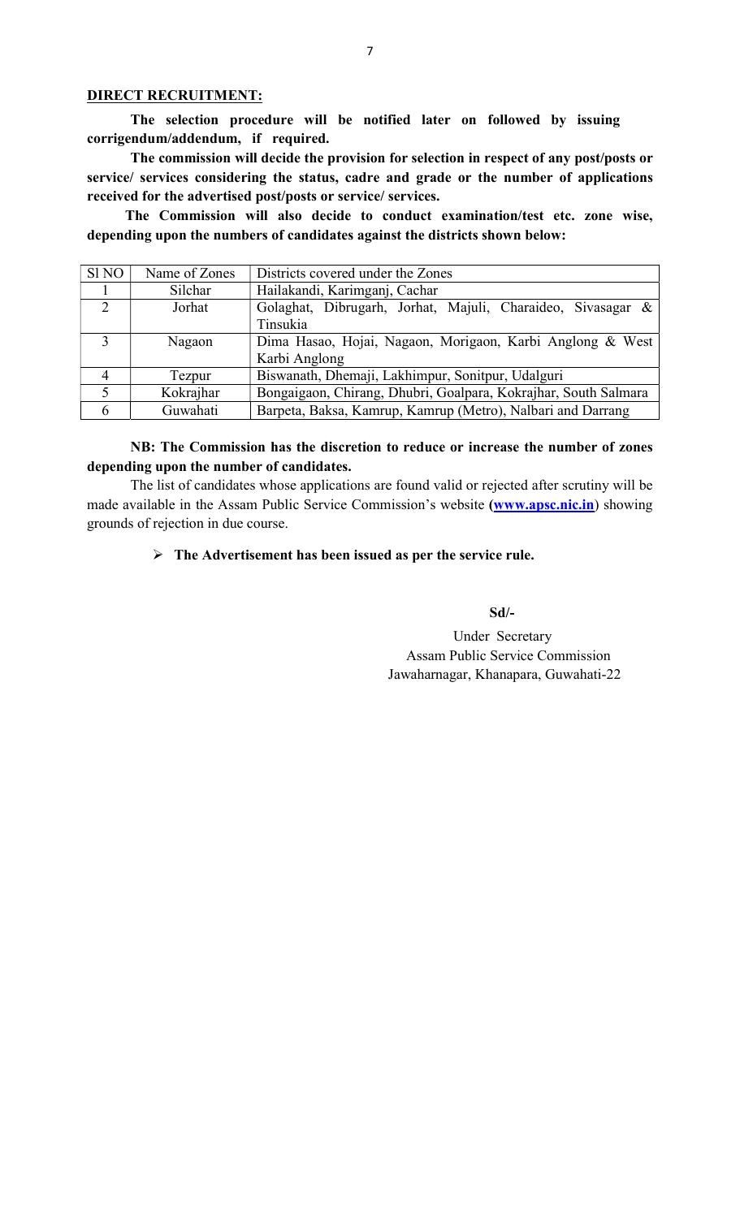**DIRECT RECRUITMENT:**

**The selection procedure will be notified later on followed by issuing corrigendum/addendum, if required.**

**The commission will decide the provision for selection in respect of any post/posts or service/ services considering the status, cadre and grade or the number of applications received for the advertised post/posts or service/ services.**

**The Commission will also decide to conduct examination/test etc. zone wise, depending upon the numbers of candidates against the districts shown below:**

| Sl NO | Name of Zones | Districts covered under the Zones |
|---|---|---|
| 1 | Silchar | Hailakandi, Karimganj, Cachar |
| 2 | Jorhat | Golaghat, Dibrugarh, Jorhat, Majuli, Charaideo, Sivasagar & Tinsukia |
| 3 | Nagaon | Dima Hasao, Hojai, Nagaon, Morigaon, Karbi Anglong & West Karbi Anglong |
| 4 | Tezpur | Biswanath, Dhemaji, Lakhimpur, Sonitpur, Udalguri |
| 5 | Kokrajhar | Bongaigaon, Chirang, Dhubri, Goalpara, Kokrajhar, South Salmara |
| 6 | Guwahati | Barpeta, Baksa, Kamrup, Kamrup (Metro), Nalbari and Darrang |

**NB: The Commission has the discretion to reduce or increase the number of zones depending upon the number of candidates.**

The list of candidates whose applications are found valid or rejected after scrutiny will be made available in the Assam Public Service Commission's website (**www.apsc.nic.in**) showing grounds of rejection in due course.

- **The Advertisement has been issued as per the service rule.**

**Sd/-**

Under Secretary
Assam Public Service Commission
Jawaharnagar, Khanapara, Guwahati-22